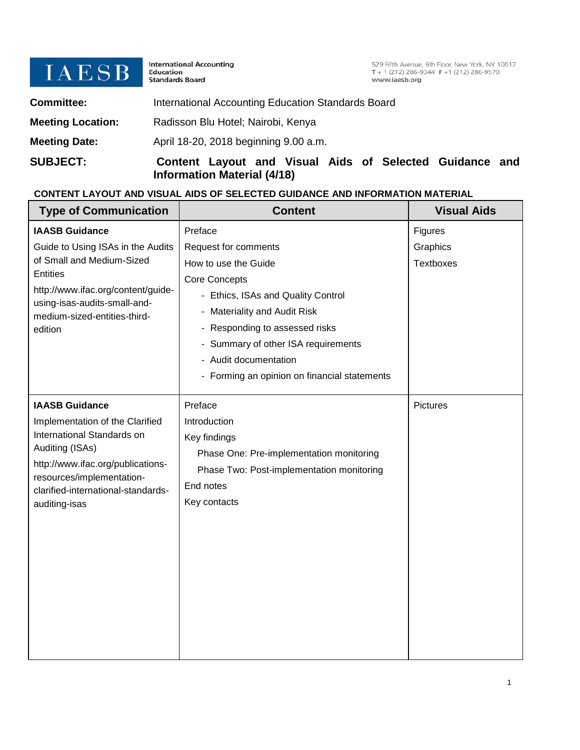**IAESB** International Accounting Education Standards Board

529 Fifth Avenue, 6th Floor, New York, NY 10017
T + 1 (212) 286-9344 F +1 (212) 286-9570
www.iaesb.org

| | |
|---|---|
| **Committee:** | International Accounting Education Standards Board |
| **Meeting Location:** | Radisson Blu Hotel; Nairobi, Kenya |
| **Meeting Date:** | April 18-20, 2018 beginning 9.00 a.m. |
| **SUBJECT:** | **Content Layout and Visual Aids of Selected Guidance and Information Material (4/18)** |

**CONTENT LAYOUT AND VISUAL AIDS OF SELECTED GUIDANCE AND INFORMATION MATERIAL**

| Type of Communication | Content | Visual Aids |
|---|---|---|
| **IAASB Guidance**<br>Guide to Using ISAs in the Audits of Small and Medium-Sized Entities<br>http://www.ifac.org/content/guide-using-isas-audits-small-and-medium-sized-entities-third-edition | Preface<br>Request for comments<br>How to use the Guide<br>Core Concepts<br>- Ethics, ISAs and Quality Control<br>- Materiality and Audit Risk<br>- Responding to assessed risks<br>- Summary of other ISA requirements<br>- Audit documentation<br>- Forming an opinion on financial statements | Figures<br>Graphics<br>Textboxes |
| **IAASB Guidance**<br>Implementation of the Clarified International Standards on Auditing (ISAs)<br>http://www.ifac.org/publications-resources/implementation-clarified-international-standards-auditing-isas | Preface<br>Introduction<br>Key findings<br>Phase One: Pre-implementation monitoring<br>Phase Two: Post-implementation monitoring<br>End notes<br>Key contacts | Pictures |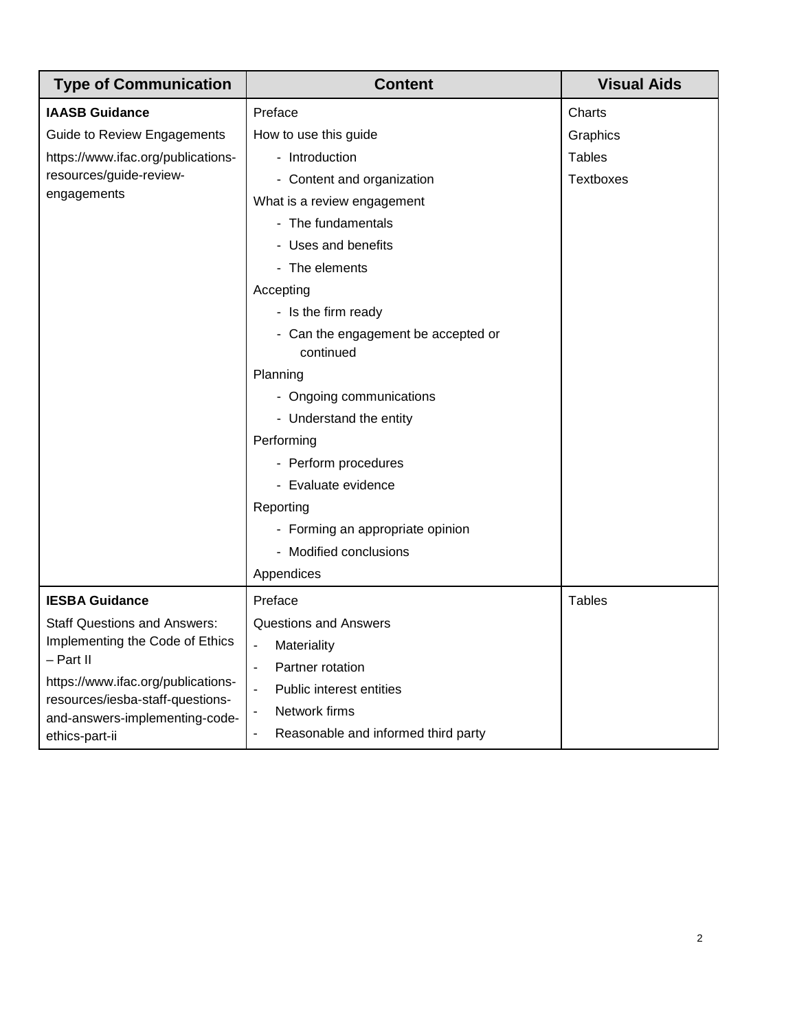| Type of Communication | Content | Visual Aids |
| --- | --- | --- |
| **IAASB Guidance**<br>Guide to Review Engagements<br>https://www.ifac.org/publications-resources/guide-review-engagements | Preface<br>How to use this guide<br>- Introduction<br>- Content and organization<br>What is a review engagement<br>- The fundamentals<br>- Uses and benefits<br>- The elements<br>Accepting<br>- Is the firm ready<br>- Can the engagement be accepted or continued<br>Planning<br>- Ongoing communications<br>- Understand the entity<br>Performing<br>- Perform procedures<br>- Evaluate evidence<br>Reporting<br>- Forming an appropriate opinion<br>- Modified conclusions<br>Appendices | Charts<br>Graphics<br>Tables<br>Textboxes |
| **IESBA Guidance**<br>Staff Questions and Answers: Implementing the Code of Ethics – Part II<br>https://www.ifac.org/publications-resources/iesba-staff-questions-and-answers-implementing-code-ethics-part-ii | Preface<br>Questions and Answers<br>- Materiality<br>- Partner rotation<br>- Public interest entities<br>- Network firms<br>- Reasonable and informed third party | Tables |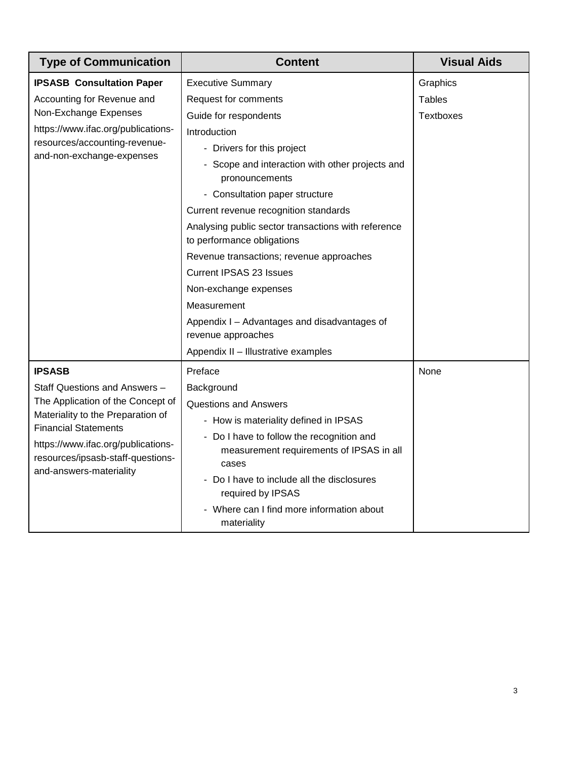| Type of Communication | Content | Visual Aids |
| --- | --- | --- |
| **IPSASB Consultation Paper**<br>Accounting for Revenue and Non-Exchange Expenses<br>https://www.ifac.org/publications-resources/accounting-revenue-and-non-exchange-expenses | Executive Summary<br>Request for comments<br>Guide for respondents<br>Introduction<br>- Drivers for this project<br>- Scope and interaction with other projects and pronouncements<br>- Consultation paper structure<br>Current revenue recognition standards<br>Analysing public sector transactions with reference to performance obligations<br>Revenue transactions; revenue approaches<br>Current IPSAS 23 Issues<br>Non-exchange expenses<br>Measurement<br>Appendix I – Advantages and disadvantages of revenue approaches<br>Appendix II – Illustrative examples | Graphics<br>Tables<br>Textboxes |
| **IPSASB**<br>Staff Questions and Answers – The Application of the Concept of Materiality to the Preparation of Financial Statements<br>https://www.ifac.org/publications-resources/ipsasb-staff-questions-and-answers-materiality | Preface<br>Background<br>Questions and Answers<br>- How is materiality defined in IPSAS<br>- Do I have to follow the recognition and measurement requirements of IPSAS in all cases<br>- Do I have to include all the disclosures required by IPSAS<br>- Where can I find more information about materiality | None |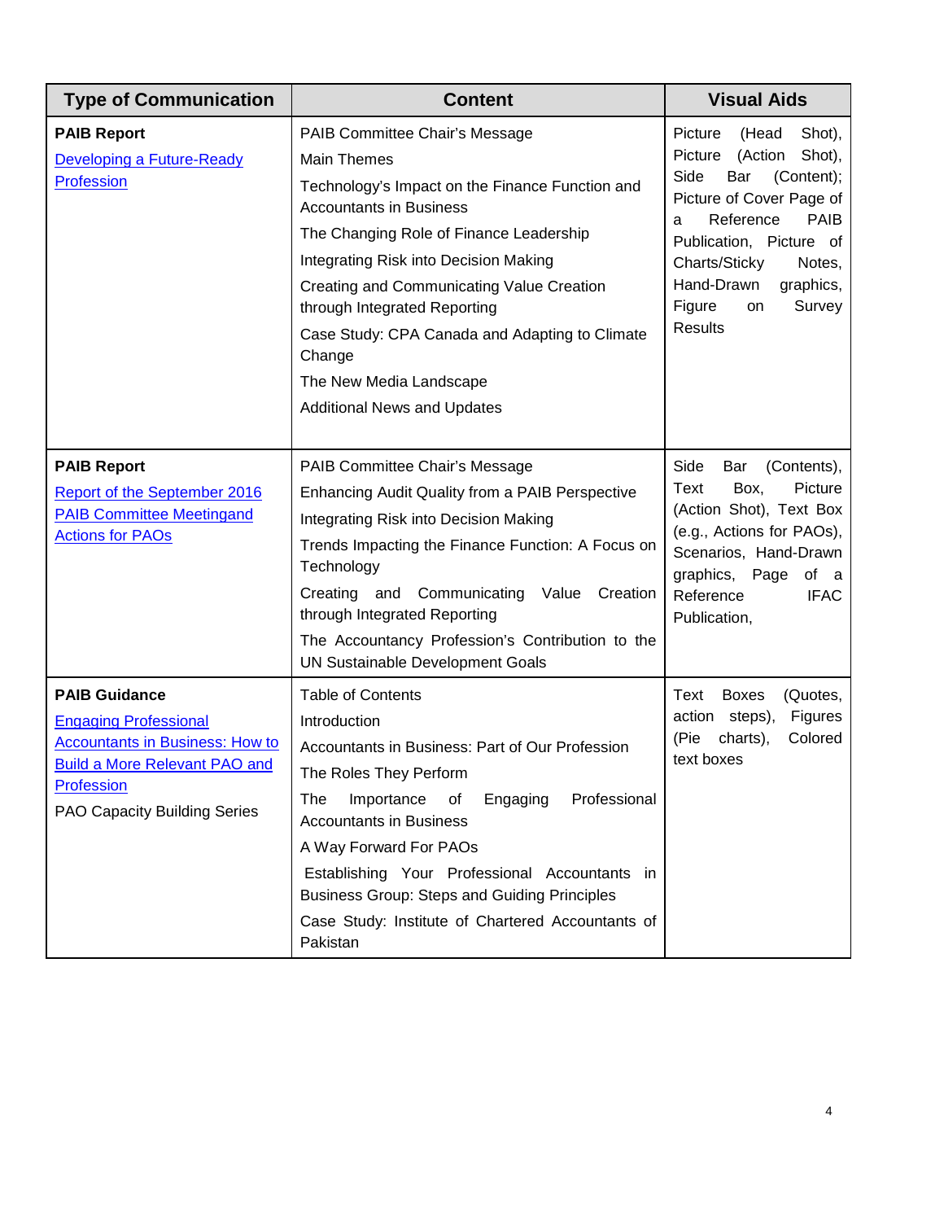| Type of Communication | Content | Visual Aids |
| --- | --- | --- |
| **PAIB Report**<br>Developing a Future-Ready Profession | PAIB Committee Chair's Message<br>Main Themes<br>Technology's Impact on the Finance Function and Accountants in Business<br>The Changing Role of Finance Leadership<br>Integrating Risk into Decision Making<br>Creating and Communicating Value Creation through Integrated Reporting<br>Case Study: CPA Canada and Adapting to Climate Change<br>The New Media Landscape<br>Additional News and Updates | Picture (Head Shot), Picture (Action Shot), Side Bar (Content); Picture of Cover Page of a Reference PAIB Publication, Picture of Charts/Sticky Notes, Hand-Drawn graphics, Figure on Survey Results |
| **PAIB Report**<br>Report of the September 2016 PAIB Committee Meetingand Actions for PAOs | PAIB Committee Chair's Message<br>Enhancing Audit Quality from a PAIB Perspective<br>Integrating Risk into Decision Making<br>Trends Impacting the Finance Function: A Focus on Technology<br>Creating and Communicating Value Creation through Integrated Reporting<br>The Accountancy Profession's Contribution to the UN Sustainable Development Goals | Side Bar (Contents), Text Box, Picture (Action Shot), Text Box (e.g., Actions for PAOs), Scenarios, Hand-Drawn graphics, Page of a Reference IFAC Publication, |
| **PAIB Guidance**<br>Engaging Professional Accountants in Business: How to Build a More Relevant PAO and Profession<br>PAO Capacity Building Series | Table of Contents<br>Introduction<br>Accountants in Business: Part of Our Profession<br>The Roles They Perform<br>The Importance of Engaging Professional Accountants in Business<br>A Way Forward For PAOs<br>Establishing Your Professional Accountants in Business Group: Steps and Guiding Principles<br>Case Study: Institute of Chartered Accountants of Pakistan | Text Boxes (Quotes, action steps), Figures (Pie charts), Colored text boxes |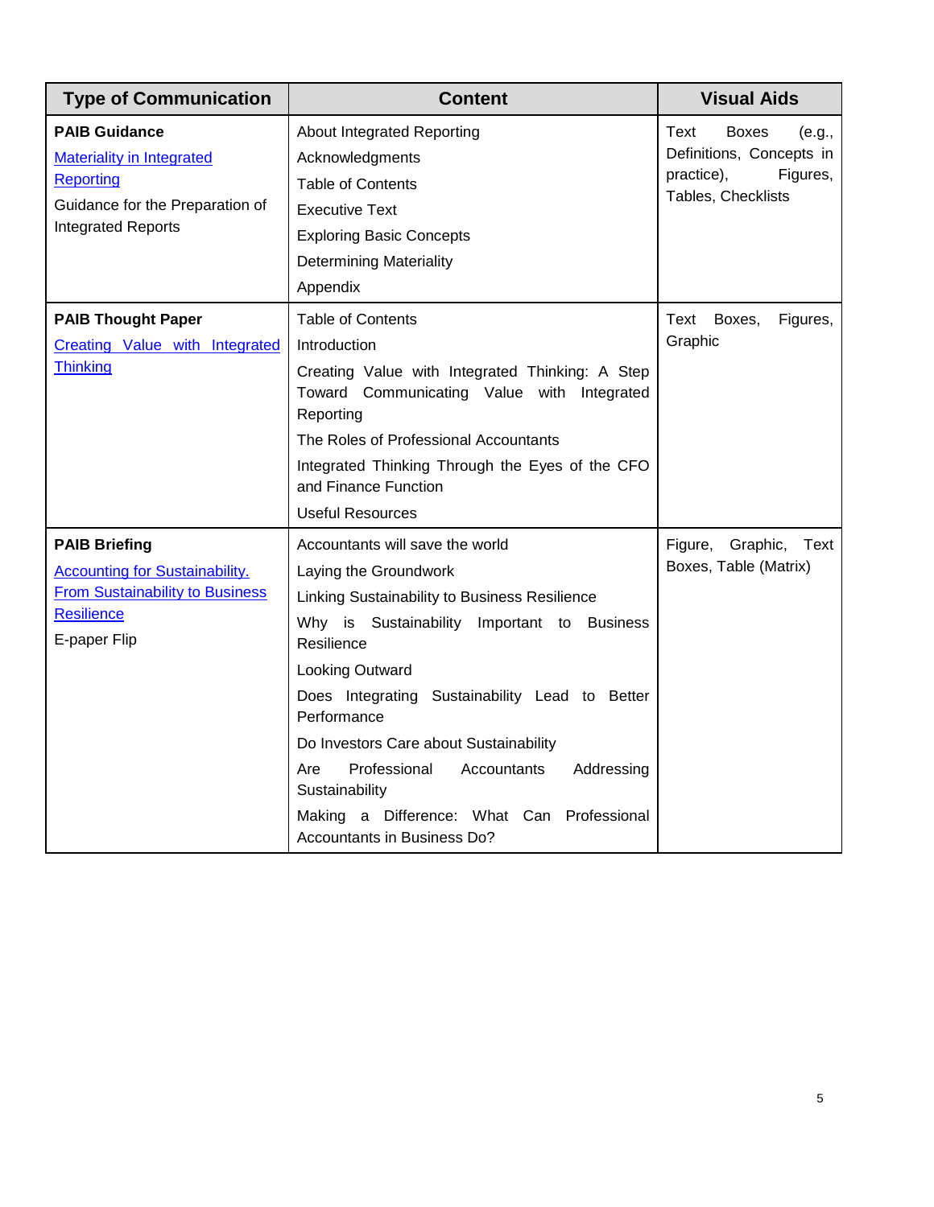| Type of Communication | Content | Visual Aids |
|---|---|---|
| **PAIB Guidance**<br>Materiality in Integrated Reporting<br>Guidance for the Preparation of Integrated Reports | About Integrated Reporting<br>Acknowledgments<br>Table of Contents<br>Executive Text<br>Exploring Basic Concepts<br>Determining Materiality<br>Appendix | Text Boxes (e.g., Definitions, Concepts in practice), Figures, Tables, Checklists |
| **PAIB Thought Paper**<br>Creating Value with Integrated Thinking | Table of Contents<br>Introduction<br>Creating Value with Integrated Thinking: A Step Toward Communicating Value with Integrated Reporting<br>The Roles of Professional Accountants<br>Integrated Thinking Through the Eyes of the CFO and Finance Function<br>Useful Resources | Text Boxes, Figures, Graphic |
| **PAIB Briefing**<br>Accounting for Sustainability. From Sustainability to Business Resilience<br>E-paper Flip | Accountants will save the world<br>Laying the Groundwork<br>Linking Sustainability to Business Resilience<br>Why is Sustainability Important to Business Resilience<br>Looking Outward<br>Does Integrating Sustainability Lead to Better Performance<br>Do Investors Care about Sustainability<br>Are Professional Accountants Addressing Sustainability<br>Making a Difference: What Can Professional Accountants in Business Do? | Figure, Graphic, Text Boxes, Table (Matrix) |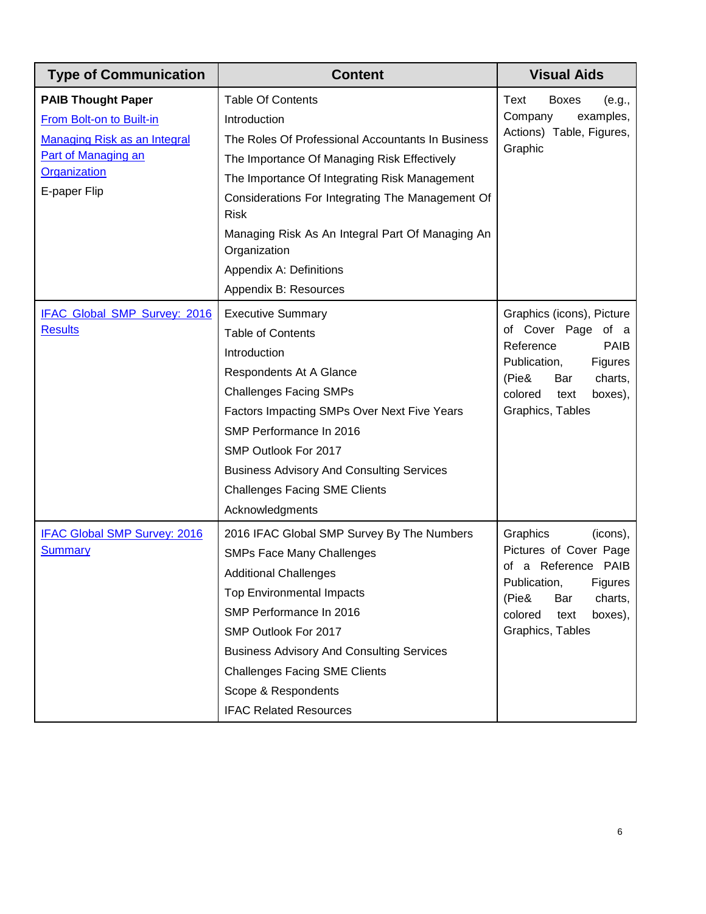| Type of Communication | Content | Visual Aids |
| --- | --- | --- |
| **PAIB Thought Paper**<br>From Bolt-on to Built-in<br>Managing Risk as an Integral Part of Managing an Organization<br>E-paper Flip | Table Of Contents<br>Introduction<br>The Roles Of Professional Accountants In Business<br>The Importance Of Managing Risk Effectively<br>The Importance Of Integrating Risk Management<br>Considerations For Integrating The Management Of Risk<br>Managing Risk As An Integral Part Of Managing An Organization<br>Appendix A: Definitions<br>Appendix B: Resources | Text Boxes (e.g., Company examples, Actions) Table, Figures, Graphic |
| IFAC Global SMP Survey: 2016 Results | Executive Summary<br>Table of Contents<br>Introduction<br>Respondents At A Glance<br>Challenges Facing SMPs<br>Factors Impacting SMPs Over Next Five Years<br>SMP Performance In 2016<br>SMP Outlook For 2017<br>Business Advisory And Consulting Services<br>Challenges Facing SME Clients<br>Acknowledgments | Graphics (icons), Picture of Cover Page of a Reference PAIB Publication, Figures (Pie& Bar charts, colored text boxes), Graphics, Tables |
| IFAC Global SMP Survey: 2016 Summary | 2016 IFAC Global SMP Survey By The Numbers<br>SMPs Face Many Challenges<br>Additional Challenges<br>Top Environmental Impacts<br>SMP Performance In 2016<br>SMP Outlook For 2017<br>Business Advisory And Consulting Services<br>Challenges Facing SME Clients<br>Scope & Respondents<br>IFAC Related Resources | Graphics (icons), Pictures of Cover Page of a Reference PAIB Publication, Figures (Pie& Bar charts, colored text boxes), Graphics, Tables |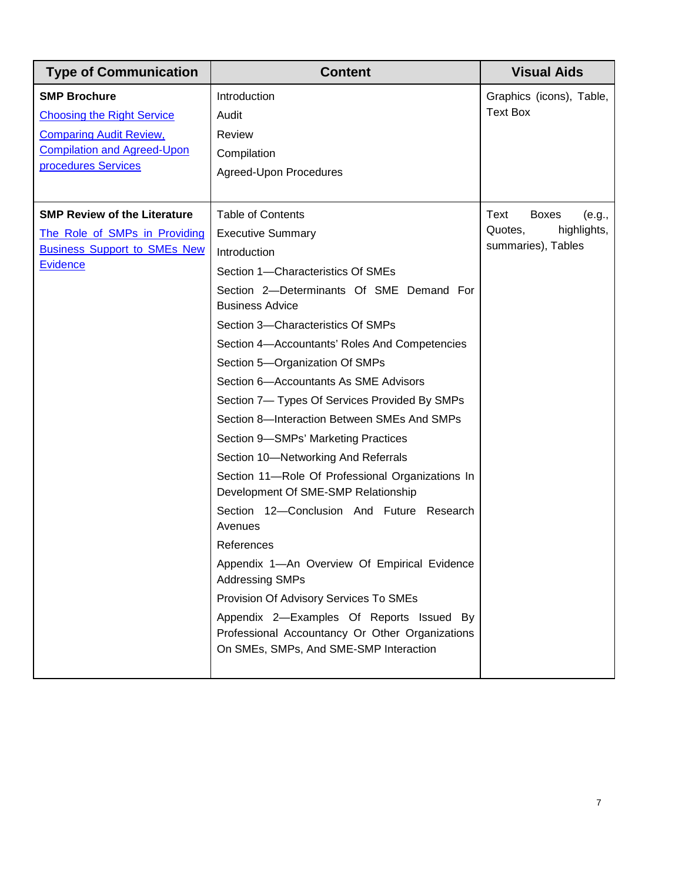| Type of Communication | Content | Visual Aids |
|---|---|---|
| **SMP Brochure**<br>Choosing the Right Service<br>Comparing Audit Review, Compilation and Agreed-Upon procedures Services | Introduction<br>Audit<br>Review<br>Compilation<br>Agreed-Upon Procedures | Graphics (icons), Table, Text Box |
| **SMP Review of the Literature**<br>The Role of SMPs in Providing Business Support to SMEs New Evidence | Table of Contents<br>Executive Summary<br>Introduction<br>Section 1—Characteristics Of SMEs<br>Section 2—Determinants Of SME Demand For Business Advice<br>Section 3—Characteristics Of SMPs<br>Section 4—Accountants' Roles And Competencies<br>Section 5—Organization Of SMPs<br>Section 6—Accountants As SME Advisors<br>Section 7— Types Of Services Provided By SMPs<br>Section 8—Interaction Between SMEs And SMPs<br>Section 9—SMPs' Marketing Practices<br>Section 10—Networking And Referrals<br>Section 11—Role Of Professional Organizations In Development Of SME-SMP Relationship<br>Section 12—Conclusion And Future Research Avenues<br>References<br>Appendix 1—An Overview Of Empirical Evidence Addressing SMPs<br>Provision Of Advisory Services To SMEs<br>Appendix 2—Examples Of Reports Issued By Professional Accountancy Or Other Organizations On SMEs, SMPs, And SME-SMP Interaction | Text Boxes (e.g., Quotes, highlights, summaries), Tables |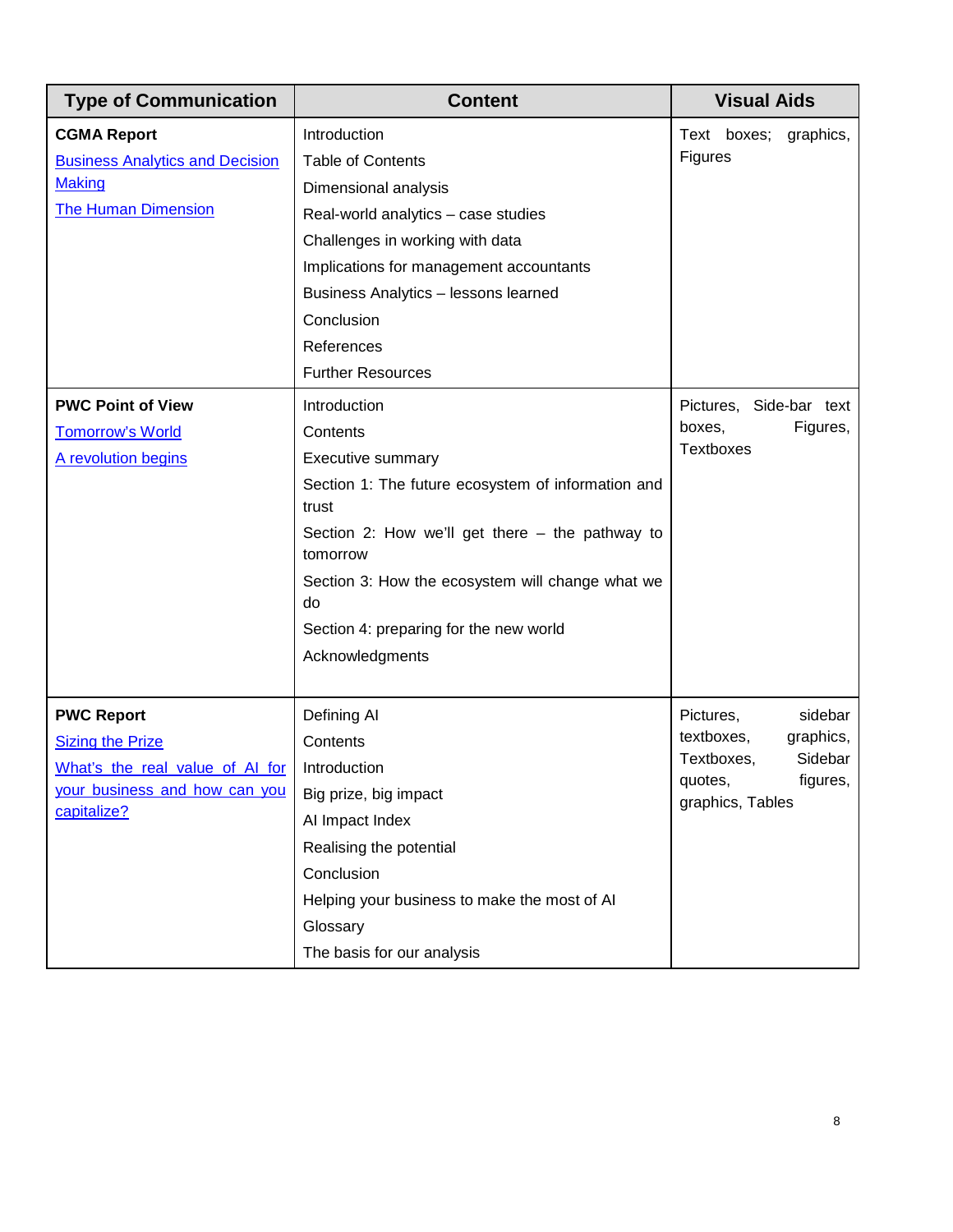| Type of Communication | Content | Visual Aids |
|---|---|---|
| **CGMA Report**<br>Business Analytics and Decision Making<br>The Human Dimension | Introduction<br>Table of Contents<br>Dimensional analysis<br>Real-world analytics – case studies<br>Challenges in working with data<br>Implications for management accountants<br>Business Analytics – lessons learned<br>Conclusion<br>References<br>Further Resources | Text boxes; graphics, Figures |
| **PWC Point of View**<br>Tomorrow's World<br>A revolution begins | Introduction<br>Contents<br>Executive summary<br>Section 1: The future ecosystem of information and trust<br>Section 2: How we'll get there – the pathway to tomorrow<br>Section 3: How the ecosystem will change what we do<br>Section 4: preparing for the new world<br>Acknowledgments | Pictures, Side-bar text boxes, Figures, Textboxes |
| **PWC Report**<br>Sizing the Prize<br>What's the real value of AI for your business and how can you capitalize? | Defining AI<br>Contents<br>Introduction<br>Big prize, big impact<br>AI Impact Index<br>Realising the potential<br>Conclusion<br>Helping your business to make the most of AI<br>Glossary<br>The basis for our analysis | Pictures, sidebar textboxes, graphics, Textboxes, Sidebar quotes, figures, graphics, Tables |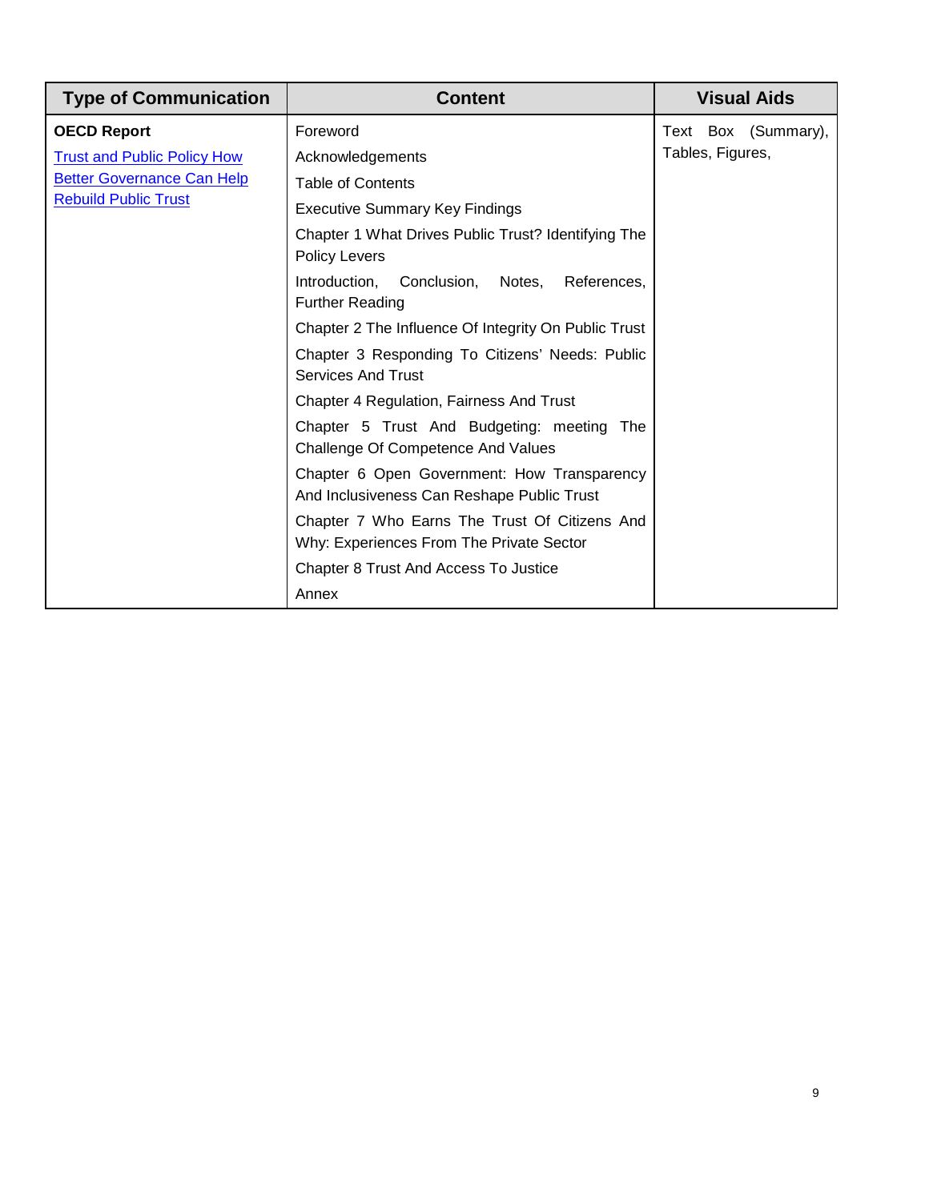| Type of Communication | Content | Visual Aids |
|---|---|---|
| **OECD Report**<br>Trust and Public Policy How Better Governance Can Help Rebuild Public Trust | Foreword<br>Acknowledgements<br>Table of Contents<br>Executive Summary Key Findings<br>Chapter 1 What Drives Public Trust? Identifying The Policy Levers<br>Introduction, Conclusion, Notes, References, Further Reading<br>Chapter 2 The Influence Of Integrity On Public Trust<br>Chapter 3 Responding To Citizens' Needs: Public Services And Trust<br>Chapter 4 Regulation, Fairness And Trust<br>Chapter 5 Trust And Budgeting: meeting The Challenge Of Competence And Values<br>Chapter 6 Open Government: How Transparency And Inclusiveness Can Reshape Public Trust<br>Chapter 7 Who Earns The Trust Of Citizens And Why: Experiences From The Private Sector<br>Chapter 8 Trust And Access To Justice<br>Annex | Text Box (Summary), Tables, Figures, |